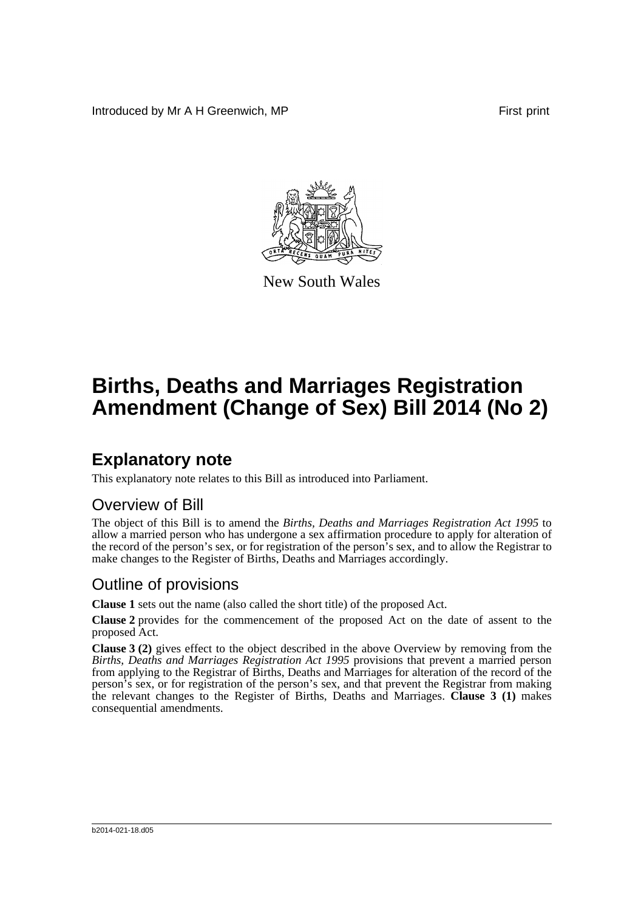Introduced by Mr A H Greenwich, MP First print

New South Wales

# Births, Deaths and Marriages Registration Amendment (Change of Sex) Bill 2014 (No 2)

## Explanatory note

This explanatory note relates to this Bill as introduced into Parliament.

### Overview of Bill

The object of this Bill is to amend the *Births, Deaths and Marriages Registration Act 1995* to allow a married person who has undergone a sex affirmation procedure to apply for alteration of the record of the person's sex, or for registration of the person's sex, and to allow the Registrar to make changes to the Register of Births, Deaths and Marriages accordingly.

### Outline of provisions

**Clause 1** sets out the name (also called the short title) of the proposed Act.

**Clause 2** provides for the commencement of the proposed Act on the date of assent to the proposed Act.

**Clause 3 (2)** gives effect to the object described in the above Overview by removing from the *Births, Deaths and Marriages Registration Act 1995* provisions that prevent a married person from applying to the Registrar of Births, Deaths and Marriages for alteration of the record of the person's sex, or for registration of the person's sex, and that prevent the Registrar from making the relevant changes to the Register of Births, Deaths and Marriages. **Clause 3 (1)** makes consequential amendments.

b2014-021-18.d05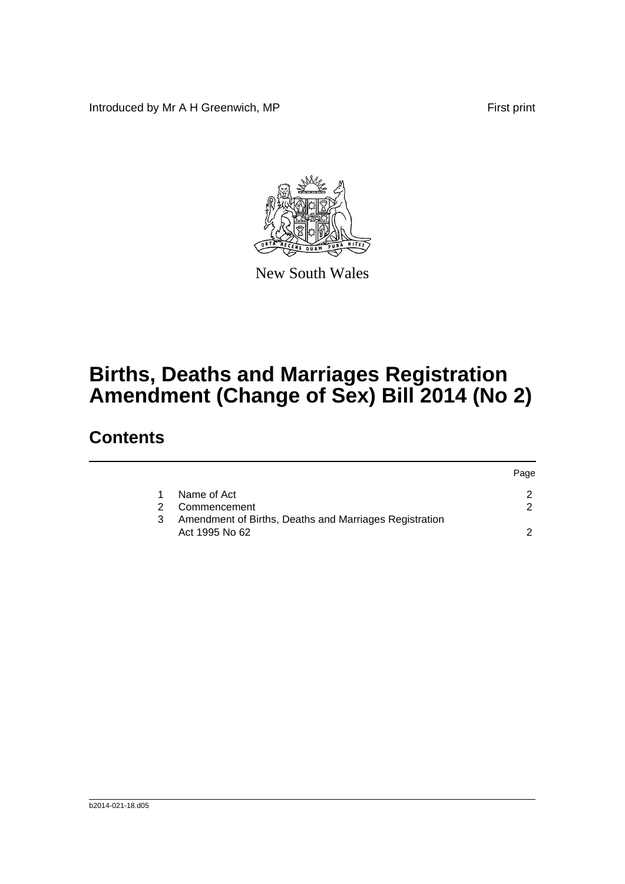Introduced by Mr A H Greenwich, MP

First print

New South Wales

# Births, Deaths and Marriages Registration Amendment (Change of Sex) Bill 2014 (No 2)

## Contents

| | | Page |
|---|---|---|
| 1 | Name of Act | 2 |
| 2 | Commencement | 2 |
| 3 | Amendment of Births, Deaths and Marriages Registration Act 1995 No 62 | 2 |

b2014-021-18.d05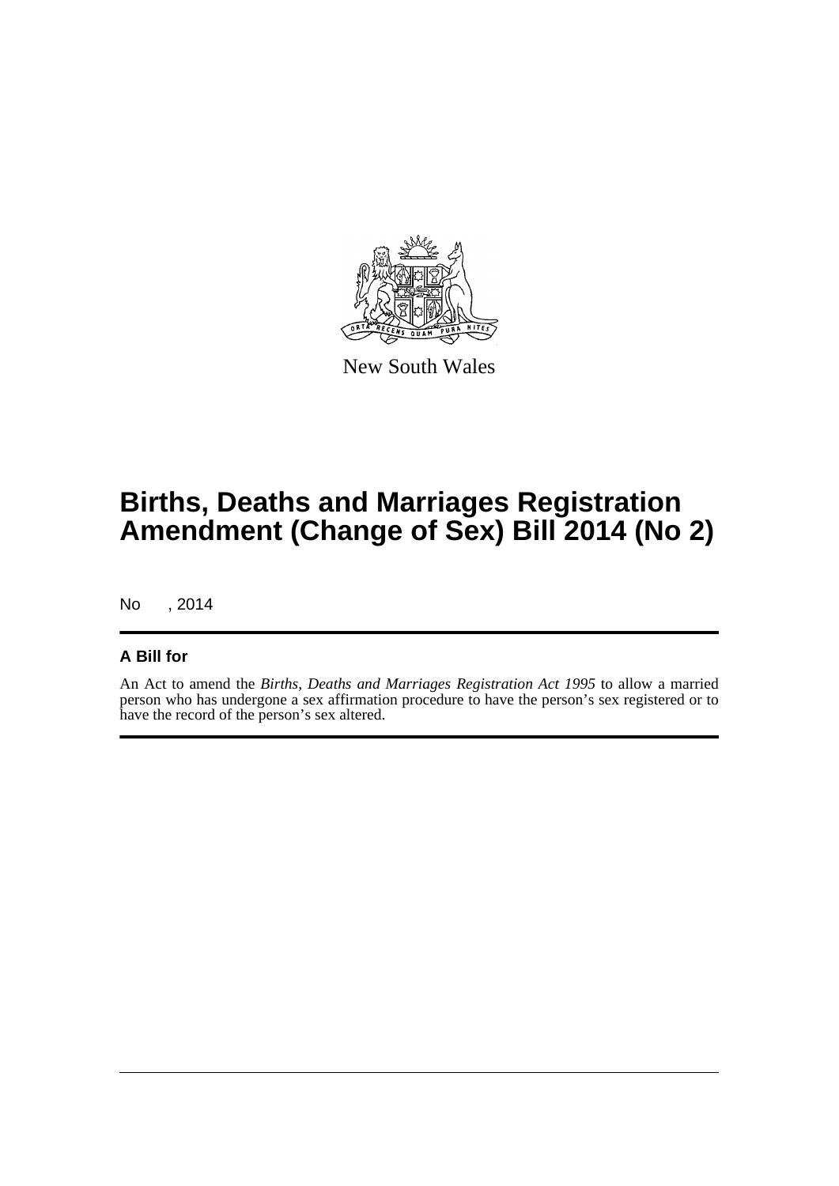New South Wales

# Births, Deaths and Marriages Registration Amendment (Change of Sex) Bill 2014 (No 2)

No , 2014

### A Bill for

An Act to amend the *Births, Deaths and Marriages Registration Act 1995* to allow a married person who has undergone a sex affirmation procedure to have the person's sex registered or to have the record of the person's sex altered.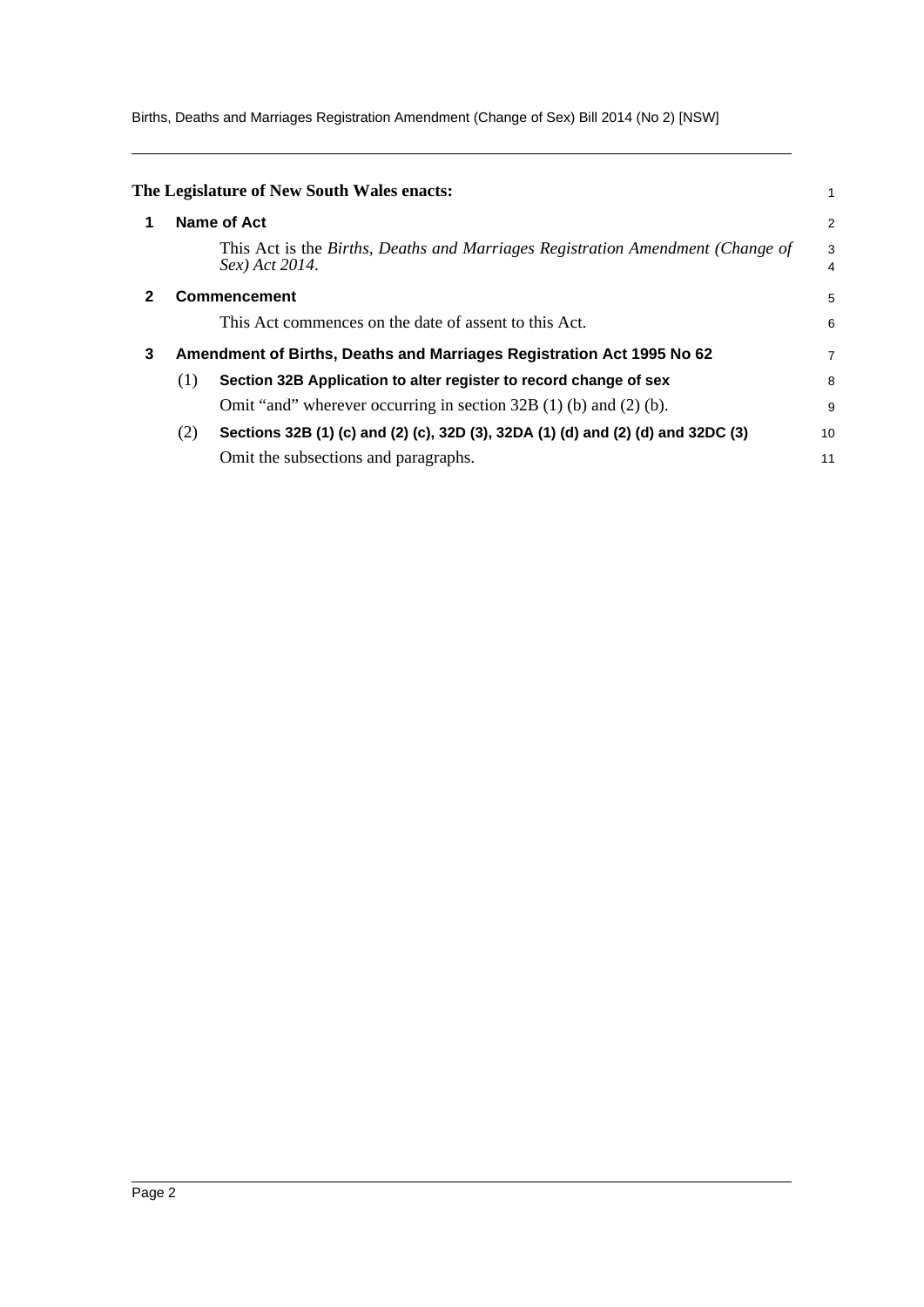**The Legislature of New South Wales enacts:**

## 1 Name of Act

This Act is the *Births, Deaths and Marriages Registration Amendment (Change of Sex) Act 2014*.

## 2 Commencement

This Act commences on the date of assent to this Act.

## 3 Amendment of Births, Deaths and Marriages Registration Act 1995 No 62

(1) **Section 32B Application to alter register to record change of sex**

Omit "and" wherever occurring in section 32B (1) (b) and (2) (b).

(2) **Sections 32B (1) (c) and (2) (c), 32D (3), 32DA (1) (d) and (2) (d) and 32DC (3)**

Omit the subsections and paragraphs.